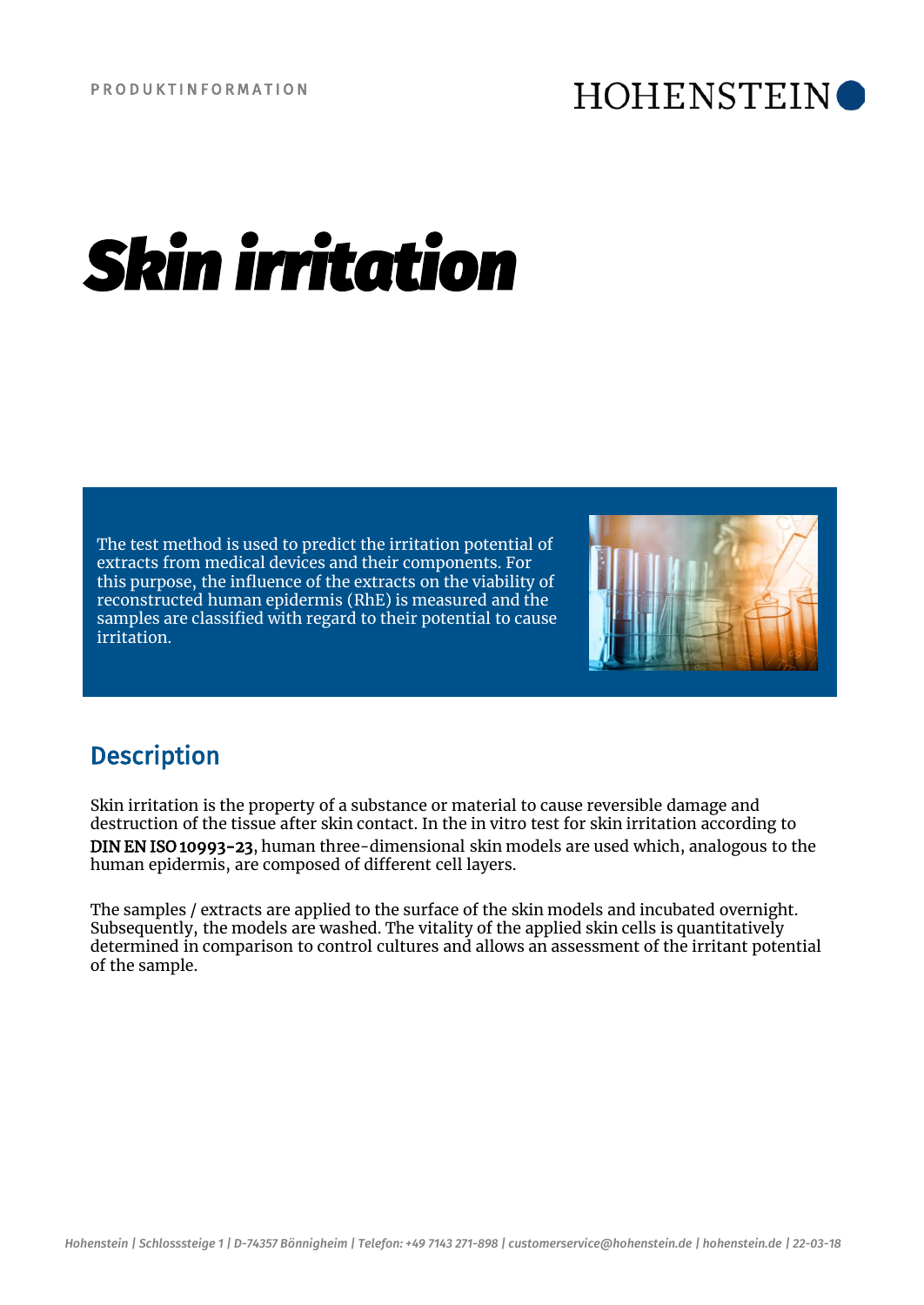PRODUKTINFORMATION

HOHENSTEIN

# Skin irritation

The test method is used to predict the irritation potential of extracts from medical devices and their components. For this purpose, the influence of the extracts on the viability of reconstructed human epidermis (RhE) is measured and the samples are classified with regard to their potential to cause irritation.

## Description

Skin irritation is the property of a substance or material to cause reversible damage and destruction of the tissue after skin contact. In the in vitro test for skin irritation according to DIN EN ISO 10993-23, human three-dimensional skin models are used which, analogous to the human epidermis, are composed of different cell layers.

The samples / extracts are applied to the surface of the skin models and incubated overnight. Subsequently, the models are washed. The vitality of the applied skin cells is quantitatively determined in comparison to control cultures and allows an assessment of the irritant potential of the sample.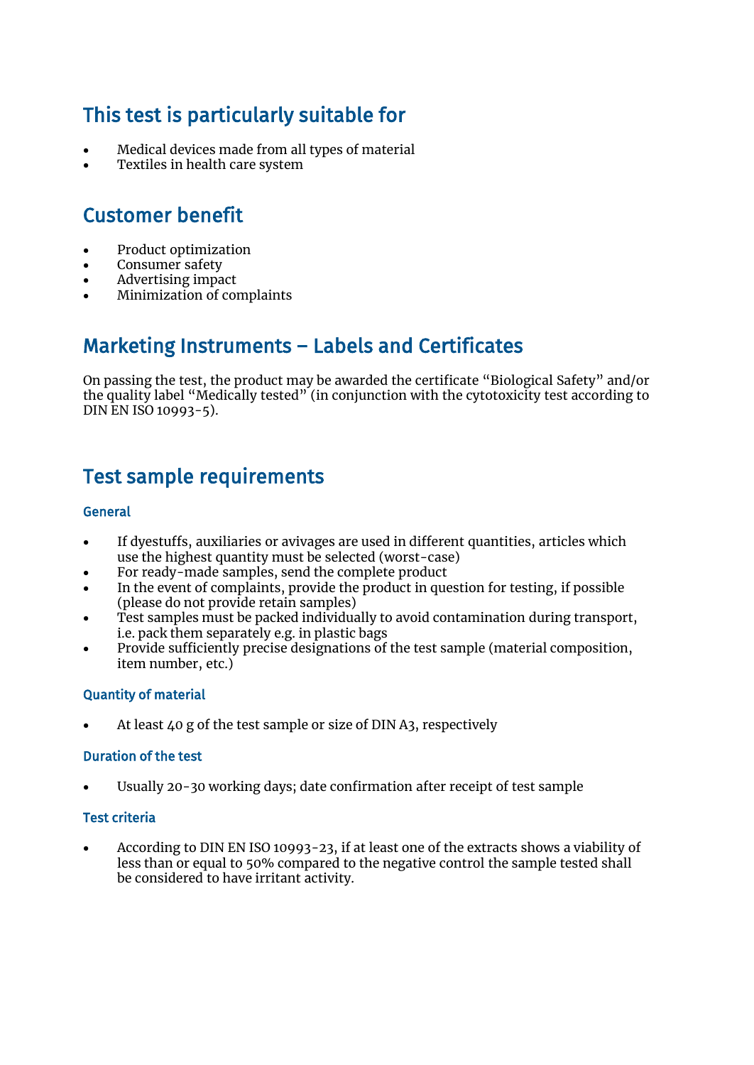## This test is particularly suitable for

- Medical devices made from all types of material
- Textiles in health care system

## Customer benefit

- Product optimization
- Consumer safety
- Advertising impact
- Minimization of complaints

## Marketing Instruments – Labels and Certificates

On passing the test, the product may be awarded the certificate "Biological Safety" and/or the quality label "Medically tested" (in conjunction with the cytotoxicity test according to DIN EN ISO 10993-5).

## Test sample requirements

### General

- If dyestuffs, auxiliaries or avivages are used in different quantities, articles which use the highest quantity must be selected (worst-case)
- For ready-made samples, send the complete product
- In the event of complaints, provide the product in question for testing, if possible (please do not provide retain samples)
- Test samples must be packed individually to avoid contamination during transport, i.e. pack them separately e.g. in plastic bags
- Provide sufficiently precise designations of the test sample (material composition, item number, etc.)

### Quantity of material

- At least 40 g of the test sample or size of DIN A3, respectively

### Duration of the test

- Usually 20-30 working days; date confirmation after receipt of test sample

### Test criteria

- According to DIN EN ISO 10993-23, if at least one of the extracts shows a viability of less than or equal to 50% compared to the negative control the sample tested shall be considered to have irritant activity.